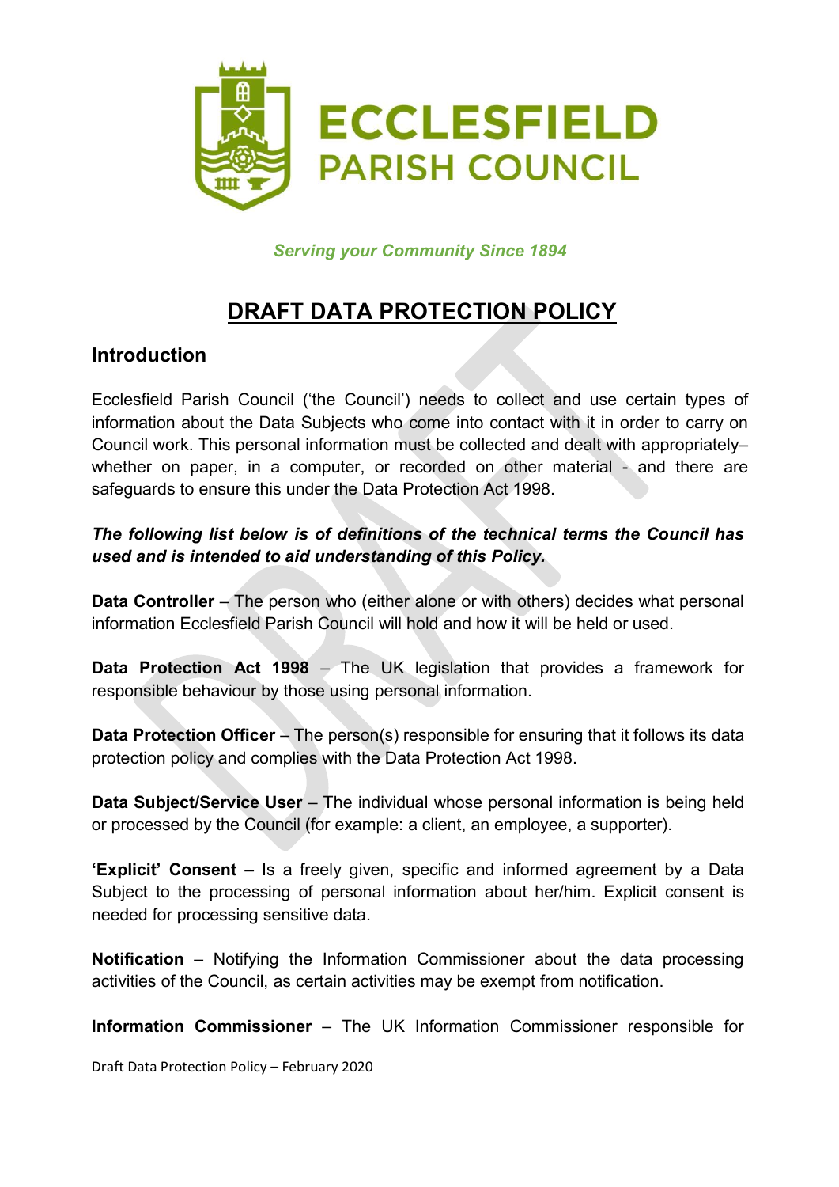# ECCLESFIELD PARISH COUNCIL

*Serving your Community Since 1894*

# DRAFT DATA PROTECTION POLICY

## Introduction

Ecclesfield Parish Council ('the Council') needs to collect and use certain types of information about the Data Subjects who come into contact with it in order to carry on Council work. This personal information must be collected and dealt with appropriately– whether on paper, in a computer, or recorded on other material - and there are safeguards to ensure this under the Data Protection Act 1998.

***The following list below is of definitions of the technical terms the Council has used and is intended to aid understanding of this Policy.***

**Data Controller** – The person who (either alone or with others) decides what personal information Ecclesfield Parish Council will hold and how it will be held or used.

**Data Protection Act 1998** – The UK legislation that provides a framework for responsible behaviour by those using personal information.

**Data Protection Officer** – The person(s) responsible for ensuring that it follows its data protection policy and complies with the Data Protection Act 1998.

**Data Subject/Service User** – The individual whose personal information is being held or processed by the Council (for example: a client, an employee, a supporter).

**'Explicit' Consent** – Is a freely given, specific and informed agreement by a Data Subject to the processing of personal information about her/him. Explicit consent is needed for processing sensitive data.

**Notification** – Notifying the Information Commissioner about the data processing activities of the Council, as certain activities may be exempt from notification.

**Information Commissioner** – The UK Information Commissioner responsible for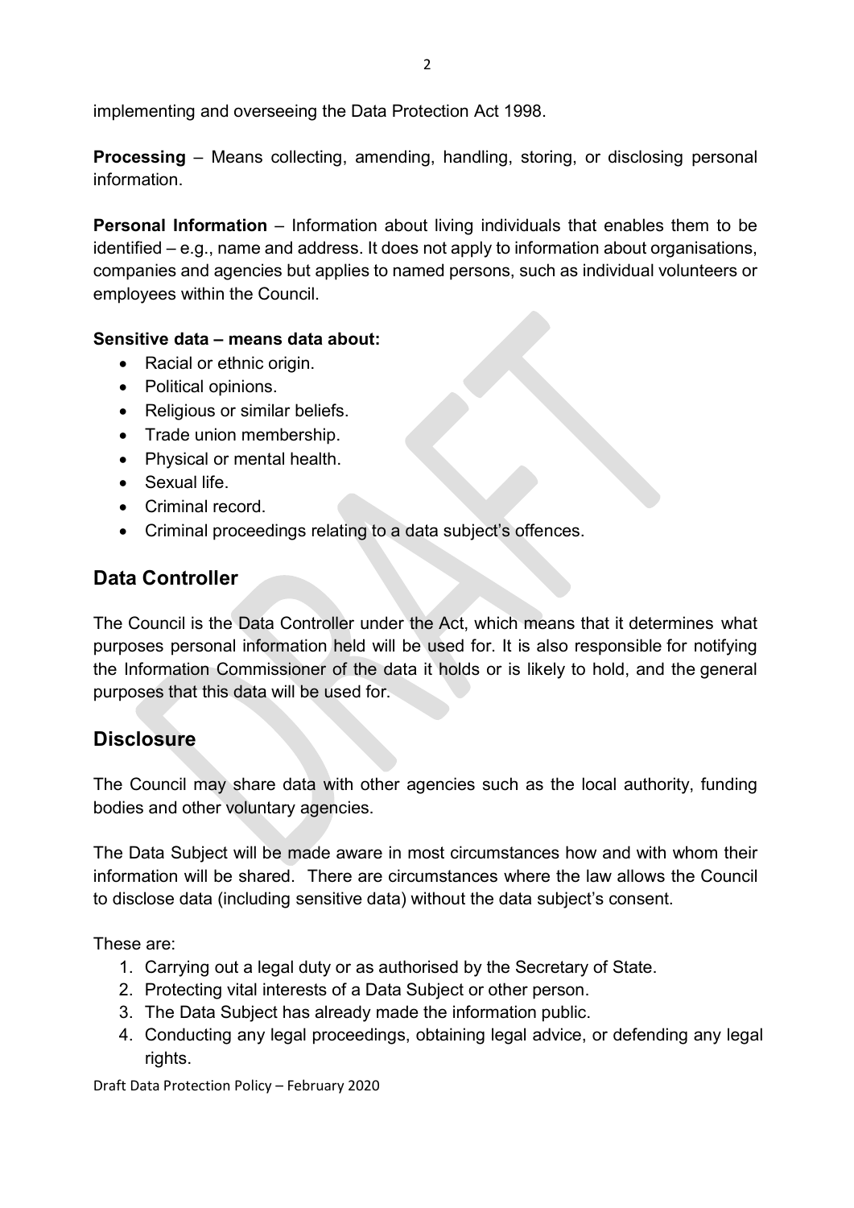implementing and overseeing the Data Protection Act 1998.

**Processing** – Means collecting, amending, handling, storing, or disclosing personal information.

**Personal Information** – Information about living individuals that enables them to be identified – e.g., name and address. It does not apply to information about organisations, companies and agencies but applies to named persons, such as individual volunteers or employees within the Council.

**Sensitive data – means data about:**

- Racial or ethnic origin.
- Political opinions.
- Religious or similar beliefs.
- Trade union membership.
- Physical or mental health.
- Sexual life.
- Criminal record.
- Criminal proceedings relating to a data subject's offences.

## Data Controller

The Council is the Data Controller under the Act, which means that it determines what purposes personal information held will be used for. It is also responsible for notifying the Information Commissioner of the data it holds or is likely to hold, and the general purposes that this data will be used for.

## Disclosure

The Council may share data with other agencies such as the local authority, funding bodies and other voluntary agencies.

The Data Subject will be made aware in most circumstances how and with whom their information will be shared. There are circumstances where the law allows the Council to disclose data (including sensitive data) without the data subject's consent.

These are:

1. Carrying out a legal duty or as authorised by the Secretary of State.
2. Protecting vital interests of a Data Subject or other person.
3. The Data Subject has already made the information public.
4. Conducting any legal proceedings, obtaining legal advice, or defending any legal rights.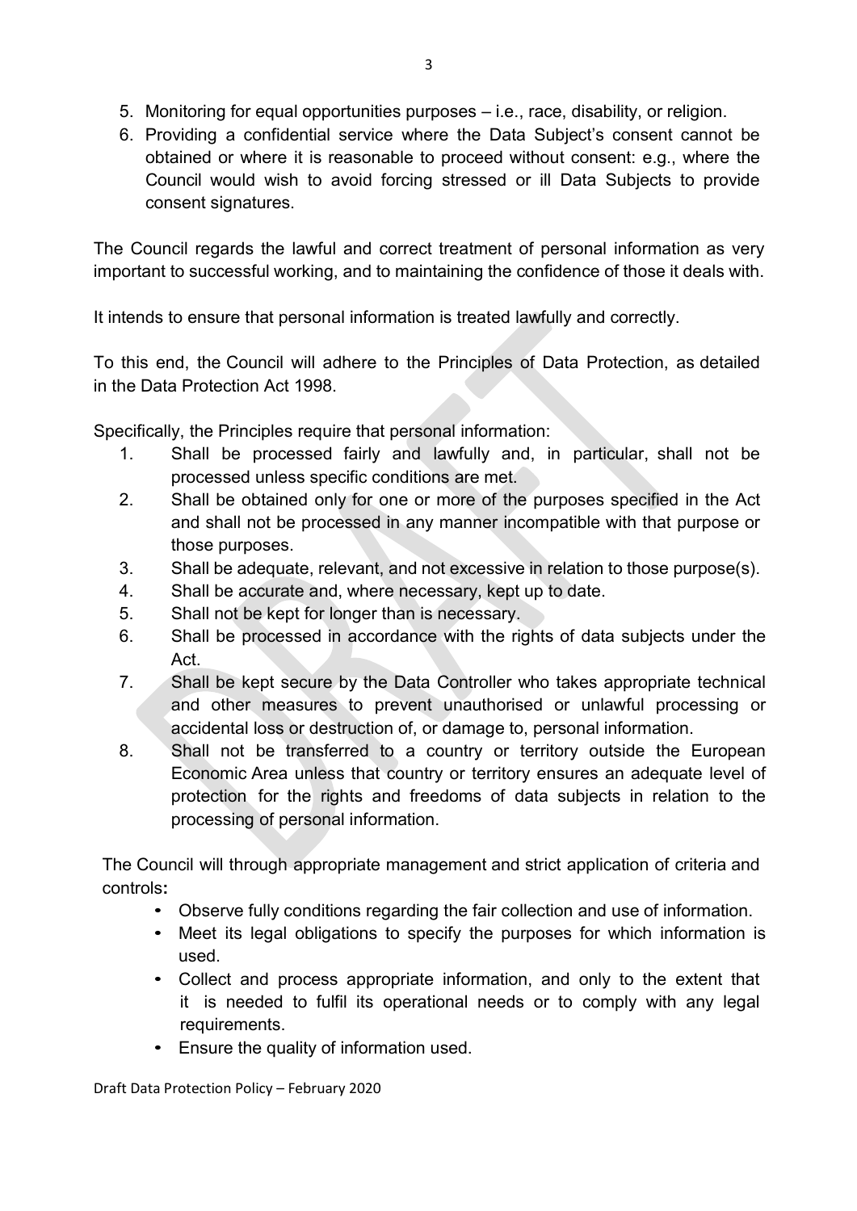5. Monitoring for equal opportunities purposes – i.e., race, disability, or religion.
6. Providing a confidential service where the Data Subject's consent cannot be obtained or where it is reasonable to proceed without consent: e.g., where the Council would wish to avoid forcing stressed or ill Data Subjects to provide consent signatures.

The Council regards the lawful and correct treatment of personal information as very important to successful working, and to maintaining the confidence of those it deals with.

It intends to ensure that personal information is treated lawfully and correctly.

To this end, the Council will adhere to the Principles of Data Protection, as detailed in the Data Protection Act 1998.

Specifically, the Principles require that personal information:

1. Shall be processed fairly and lawfully and, in particular, shall not be processed unless specific conditions are met.
2. Shall be obtained only for one or more of the purposes specified in the Act and shall not be processed in any manner incompatible with that purpose or those purposes.
3. Shall be adequate, relevant, and not excessive in relation to those purpose(s).
4. Shall be accurate and, where necessary, kept up to date.
5. Shall not be kept for longer than is necessary.
6. Shall be processed in accordance with the rights of data subjects under the Act.
7. Shall be kept secure by the Data Controller who takes appropriate technical and other measures to prevent unauthorised or unlawful processing or accidental loss or destruction of, or damage to, personal information.
8. Shall not be transferred to a country or territory outside the European Economic Area unless that country or territory ensures an adequate level of protection for the rights and freedoms of data subjects in relation to the processing of personal information.

The Council will through appropriate management and strict application of criteria and controls**:**

- Observe fully conditions regarding the fair collection and use of information.
- Meet its legal obligations to specify the purposes for which information is used.
- Collect and process appropriate information, and only to the extent that it is needed to fulfil its operational needs or to comply with any legal requirements.
- Ensure the quality of information used.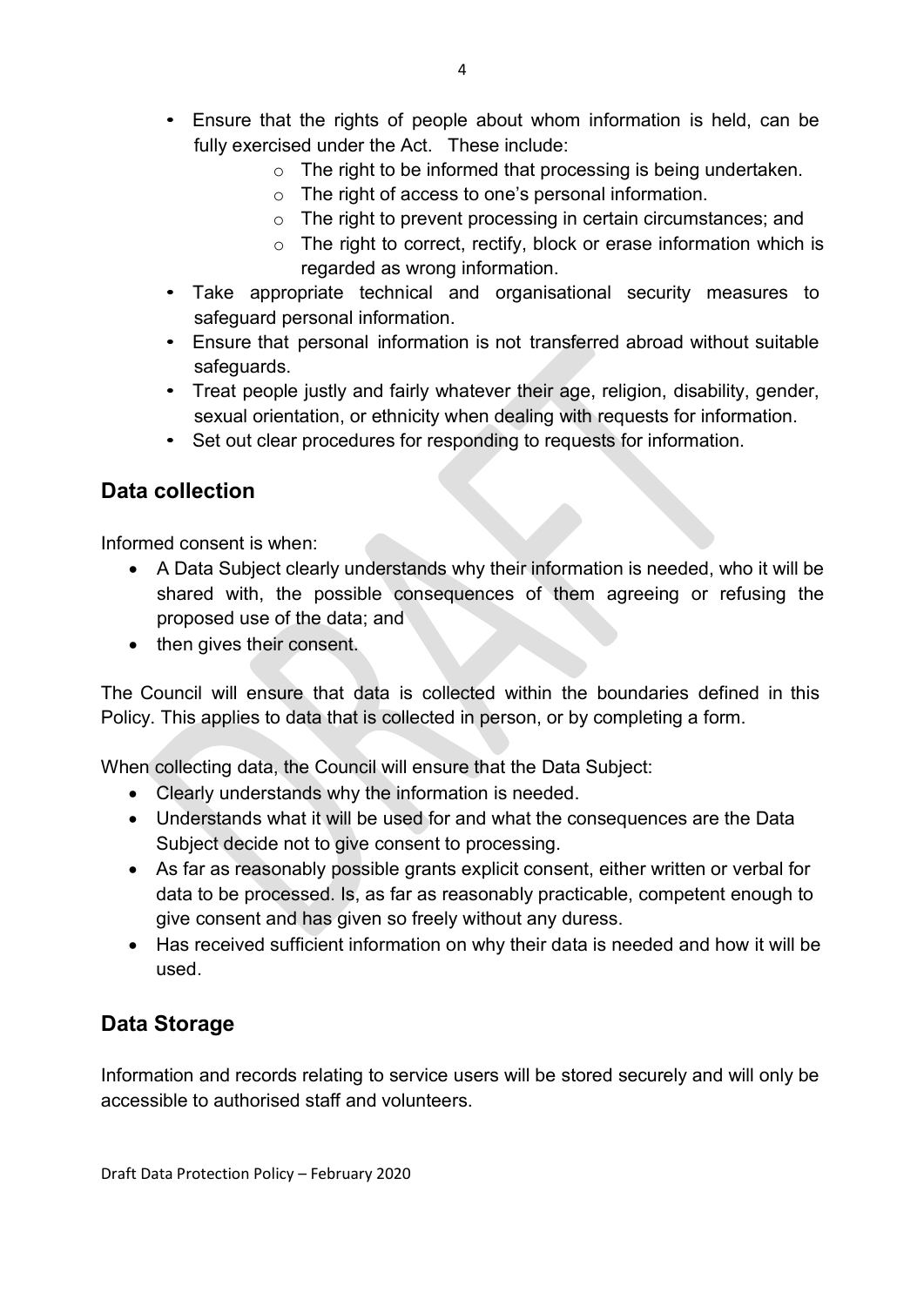- Ensure that the rights of people about whom information is held, can be fully exercised under the Act. These include:
  - The right to be informed that processing is being undertaken.
  - The right of access to one's personal information.
  - The right to prevent processing in certain circumstances; and
  - The right to correct, rectify, block or erase information which is regarded as wrong information.
- Take appropriate technical and organisational security measures to safeguard personal information.
- Ensure that personal information is not transferred abroad without suitable safeguards.
- Treat people justly and fairly whatever their age, religion, disability, gender, sexual orientation, or ethnicity when dealing with requests for information.
- Set out clear procedures for responding to requests for information.

## Data collection

Informed consent is when:

- A Data Subject clearly understands why their information is needed, who it will be shared with, the possible consequences of them agreeing or refusing the proposed use of the data; and
- then gives their consent.

The Council will ensure that data is collected within the boundaries defined in this Policy. This applies to data that is collected in person, or by completing a form.

When collecting data, the Council will ensure that the Data Subject:

- Clearly understands why the information is needed.
- Understands what it will be used for and what the consequences are the Data Subject decide not to give consent to processing.
- As far as reasonably possible grants explicit consent, either written or verbal for data to be processed. Is, as far as reasonably practicable, competent enough to give consent and has given so freely without any duress.
- Has received sufficient information on why their data is needed and how it will be used.

## Data Storage

Information and records relating to service users will be stored securely and will only be accessible to authorised staff and volunteers.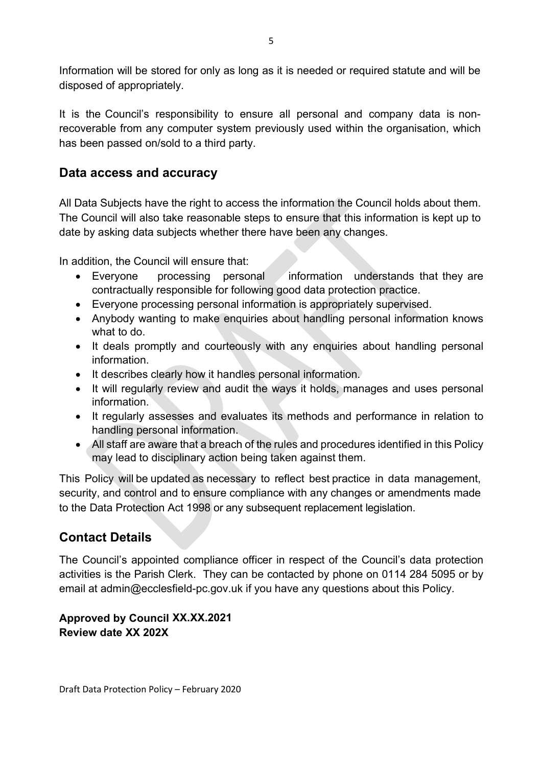Information will be stored for only as long as it is needed or required statute and will be disposed of appropriately.

It is the Council's responsibility to ensure all personal and company data is non-recoverable from any computer system previously used within the organisation, which has been passed on/sold to a third party.

## Data access and accuracy

All Data Subjects have the right to access the information the Council holds about them. The Council will also take reasonable steps to ensure that this information is kept up to date by asking data subjects whether there have been any changes.

In addition, the Council will ensure that:

- Everyone processing personal information understands that they are contractually responsible for following good data protection practice.
- Everyone processing personal information is appropriately supervised.
- Anybody wanting to make enquiries about handling personal information knows what to do.
- It deals promptly and courteously with any enquiries about handling personal information.
- It describes clearly how it handles personal information.
- It will regularly review and audit the ways it holds, manages and uses personal information.
- It regularly assesses and evaluates its methods and performance in relation to handling personal information.
- All staff are aware that a breach of the rules and procedures identified in this Policy may lead to disciplinary action being taken against them.

This Policy will be updated as necessary to reflect best practice in data management, security, and control and to ensure compliance with any changes or amendments made to the Data Protection Act 1998 or any subsequent replacement legislation.

## Contact Details

The Council's appointed compliance officer in respect of the Council's data protection activities is the Parish Clerk. They can be contacted by phone on 0114 284 5095 or by email at admin@ecclesfield-pc.gov.uk if you have any questions about this Policy.

**Approved by Council XX.XX.2021**
**Review date XX 202X**